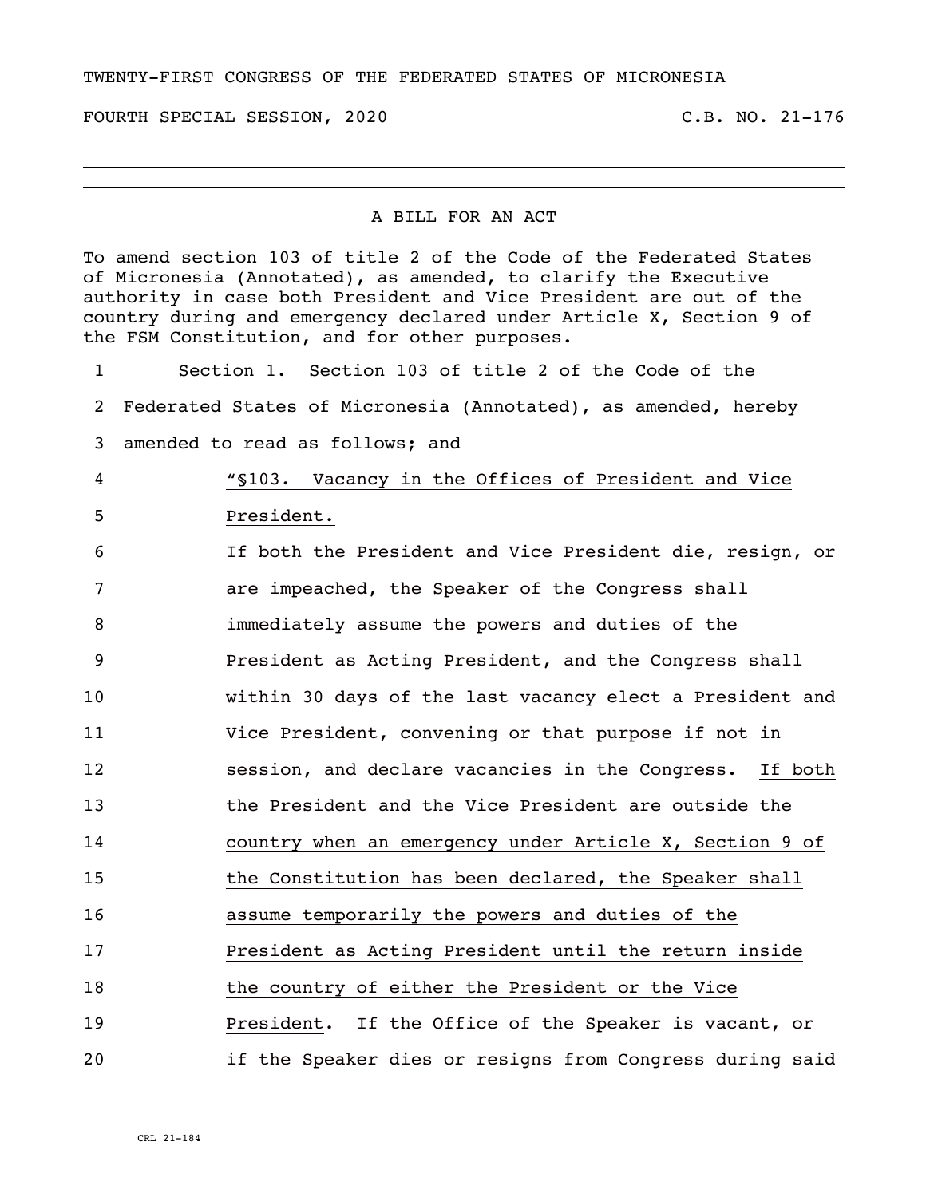TWENTY-FIRST CONGRESS OF THE FEDERATED STATES OF MICRONESIA

FOURTH SPECIAL SESSION, 2020 C.B. NO. 21-176

---

A BILL FOR AN ACT

To amend section 103 of title 2 of the Code of the Federated States of Micronesia (Annotated), as amended, to clarify the Executive authority in case both President and Vice President are out of the country during and emergency declared under Article X, Section 9 of the FSM Constitution, and for other purposes.

1 Section 1. Section 103 of title 2 of the Code of the
2 Federated States of Micronesia (Annotated), as amended, hereby
3 amended to read as follows; and
4 "§103. Vacancy in the Offices of President and Vice
5 President.
6 If both the President and Vice President die, resign, or
7 are impeached, the Speaker of the Congress shall
8 immediately assume the powers and duties of the
9 President as Acting President, and the Congress shall
10 within 30 days of the last vacancy elect a President and
11 Vice President, convening or that purpose if not in
12 session, and declare vacancies in the Congress. If both
13 the President and the Vice President are outside the
14 country when an emergency under Article X, Section 9 of
15 the Constitution has been declared, the Speaker shall
16 assume temporarily the powers and duties of the
17 President as Acting President until the return inside
18 the country of either the President or the Vice
19 President. If the Office of the Speaker is vacant, or
20 if the Speaker dies or resigns from Congress during said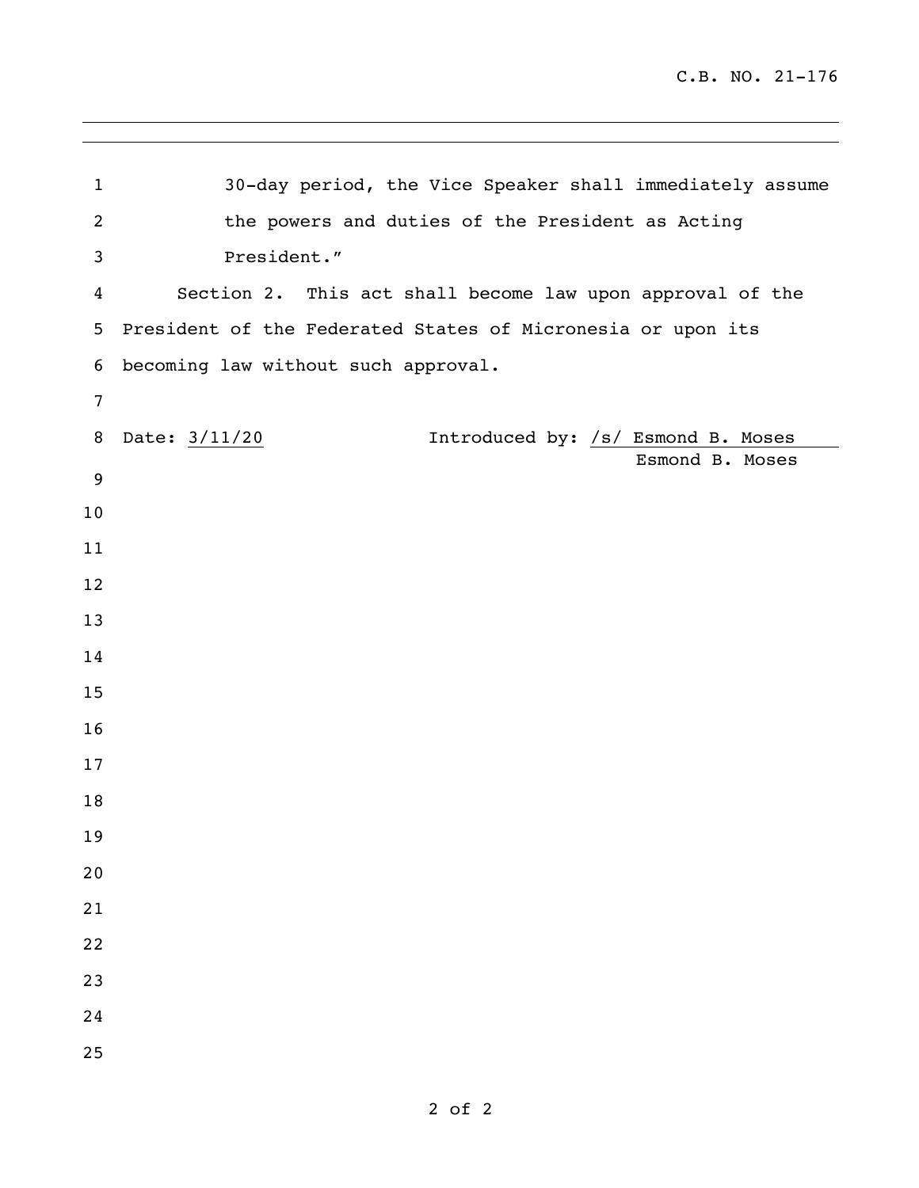30-day period, the Vice Speaker shall immediately assume the powers and duties of the President as Acting President."

Section 2. This act shall become law upon approval of the President of the Federated States of Micronesia or upon its becoming law without such approval.

Date: 3/11/20

Introduced by: /s/ Esmond B. Moses
Esmond B. Moses